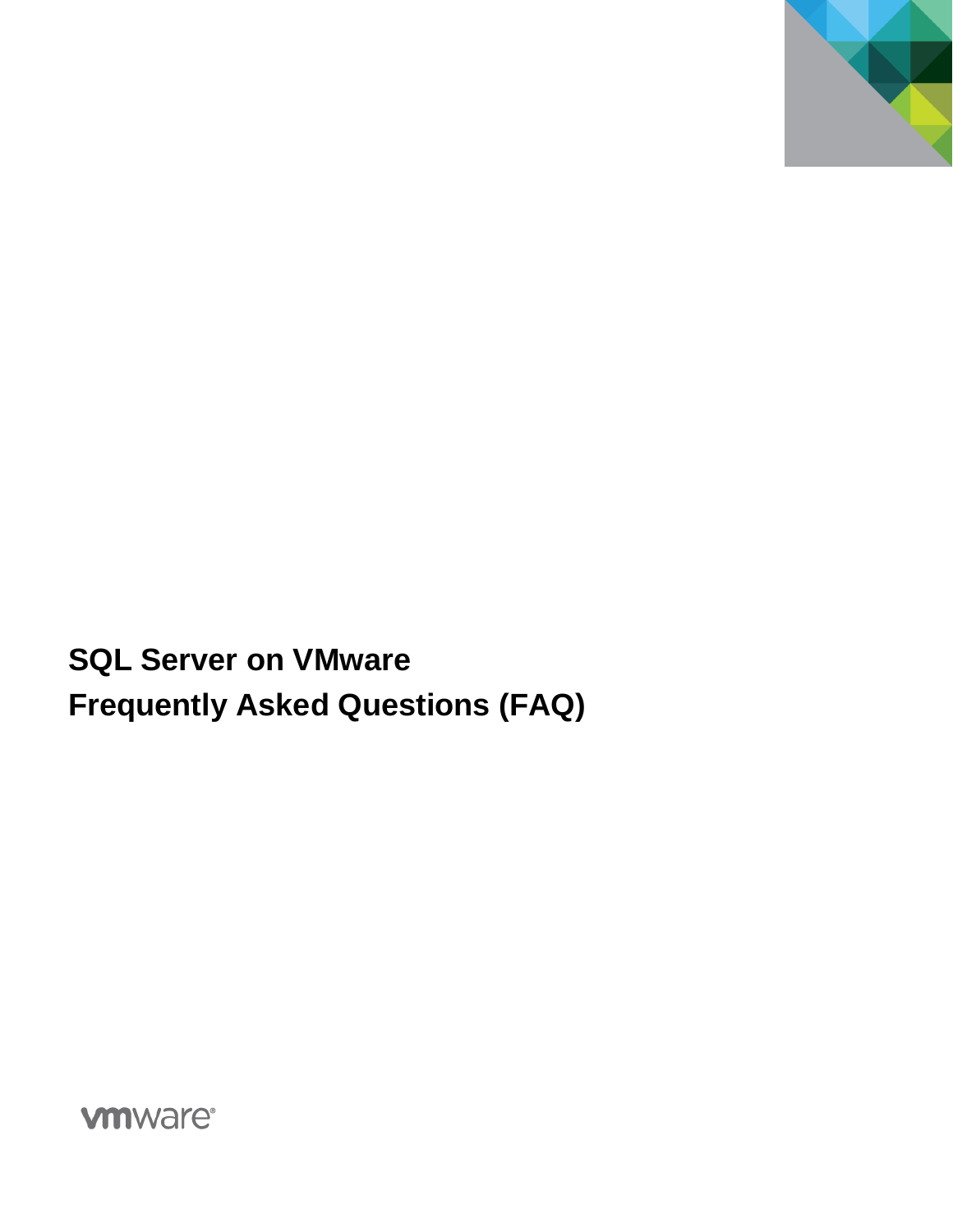# SQL Server on VMware
# Frequently Asked Questions (FAQ)

vmware®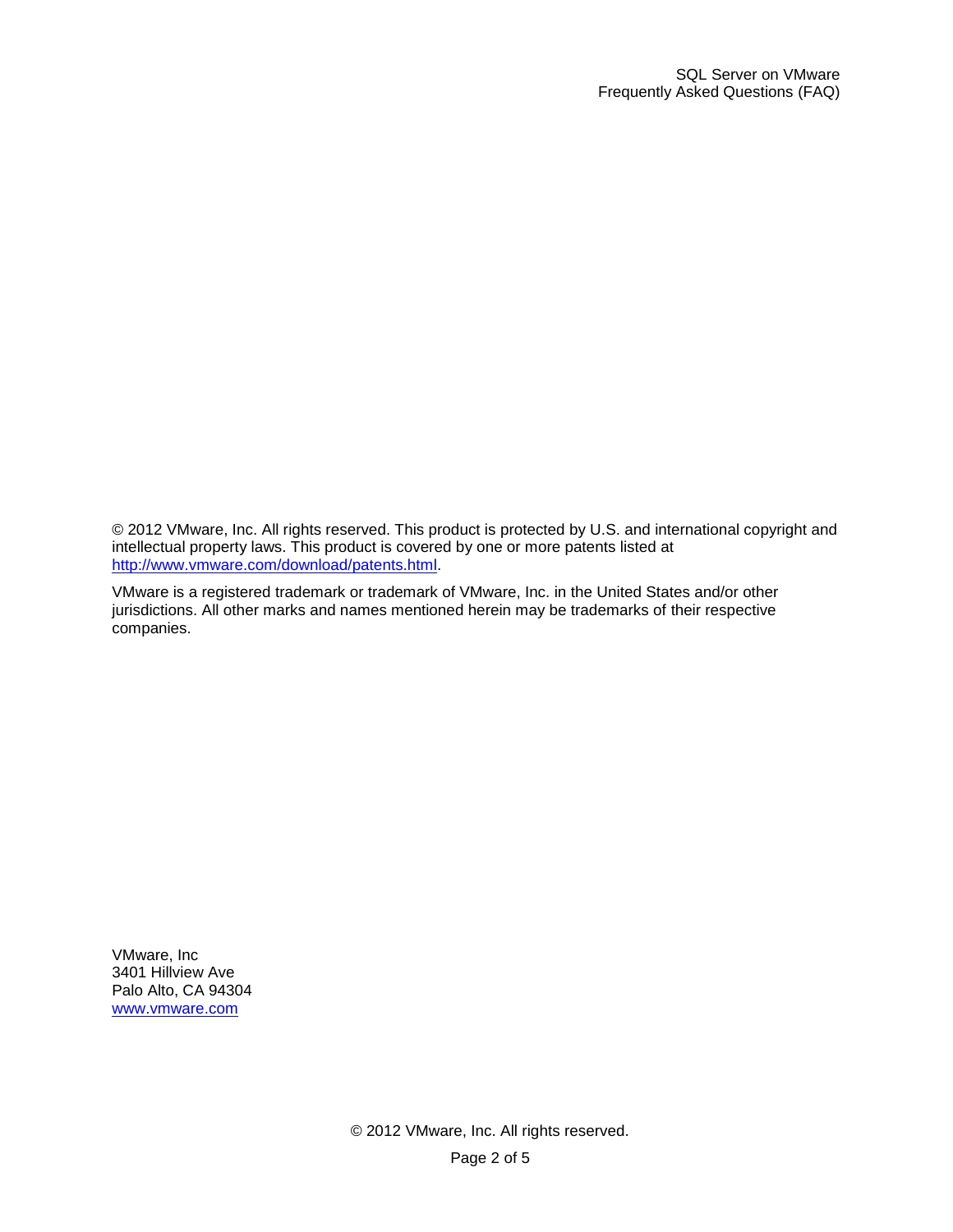© 2012 VMware, Inc. All rights reserved. This product is protected by U.S. and international copyright and intellectual property laws. This product is covered by one or more patents listed at http://www.vmware.com/download/patents.html.

VMware is a registered trademark or trademark of VMware, Inc. in the United States and/or other jurisdictions. All other marks and names mentioned herein may be trademarks of their respective companies.

VMware, Inc
3401 Hillview Ave
Palo Alto, CA 94304
www.vmware.com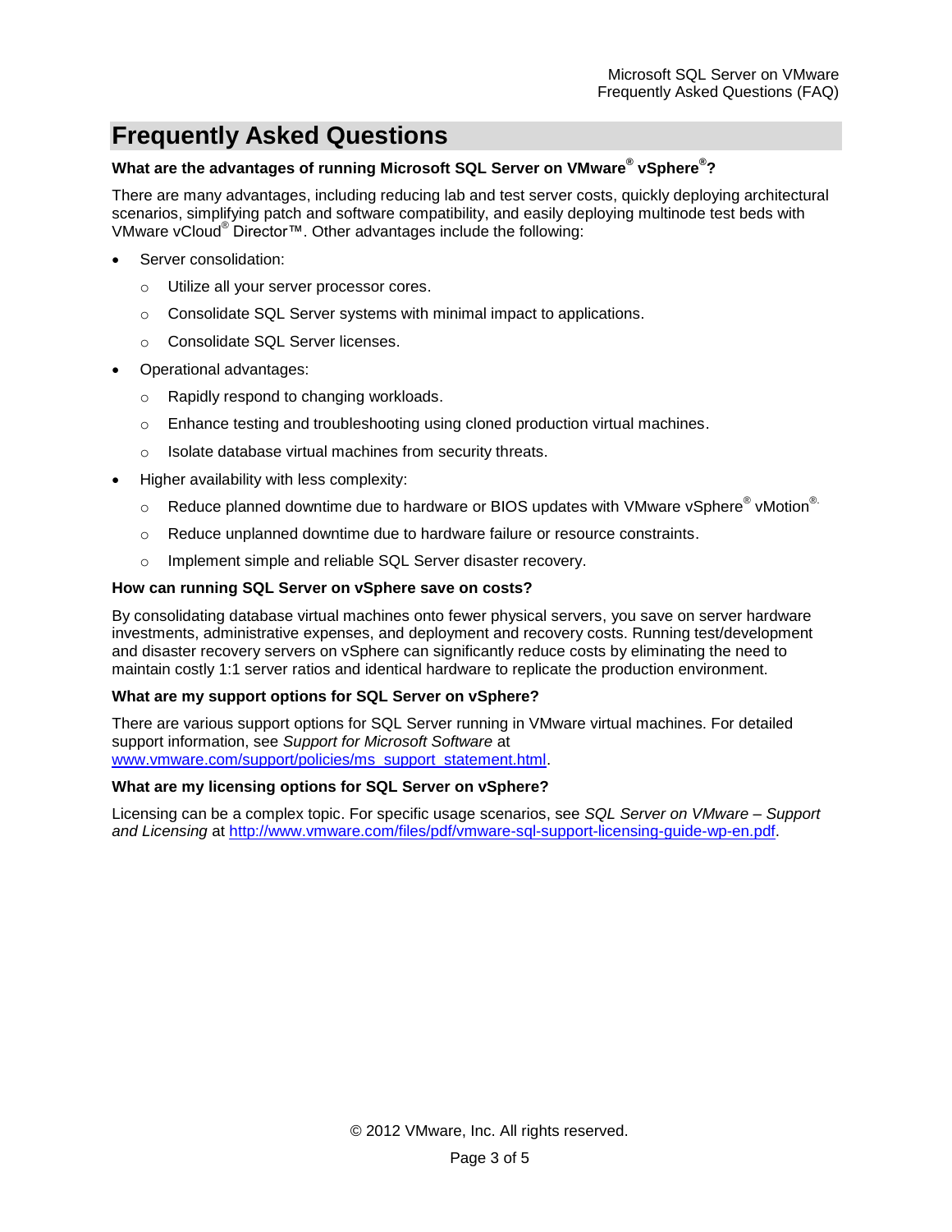# Frequently Asked Questions

**What are the advantages of running Microsoft SQL Server on VMware® vSphere®?**

There are many advantages, including reducing lab and test server costs, quickly deploying architectural scenarios, simplifying patch and software compatibility, and easily deploying multinode test beds with VMware vCloud® Director™. Other advantages include the following:

- Server consolidation:
  - Utilize all your server processor cores.
  - Consolidate SQL Server systems with minimal impact to applications.
  - Consolidate SQL Server licenses.
- Operational advantages:
  - Rapidly respond to changing workloads.
  - Enhance testing and troubleshooting using cloned production virtual machines.
  - Isolate database virtual machines from security threats.
- Higher availability with less complexity:
  - Reduce planned downtime due to hardware or BIOS updates with VMware vSphere® vMotion®.
  - Reduce unplanned downtime due to hardware failure or resource constraints.
  - Implement simple and reliable SQL Server disaster recovery.

**How can running SQL Server on vSphere save on costs?**

By consolidating database virtual machines onto fewer physical servers, you save on server hardware investments, administrative expenses, and deployment and recovery costs. Running test/development and disaster recovery servers on vSphere can significantly reduce costs by eliminating the need to maintain costly 1:1 server ratios and identical hardware to replicate the production environment.

**What are my support options for SQL Server on vSphere?**

There are various support options for SQL Server running in VMware virtual machines. For detailed support information, see *Support for Microsoft Software* at [www.vmware.com/support/policies/ms_support_statement.html](www.vmware.com/support/policies/ms_support_statement.html).

**What are my licensing options for SQL Server on vSphere?**

Licensing can be a complex topic. For specific usage scenarios, see *SQL Server on VMware – Support and Licensing* at [http://www.vmware.com/files/pdf/vmware-sql-support-licensing-guide-wp-en.pdf](http://www.vmware.com/files/pdf/vmware-sql-support-licensing-guide-wp-en.pdf).

© 2012 VMware, Inc. All rights reserved.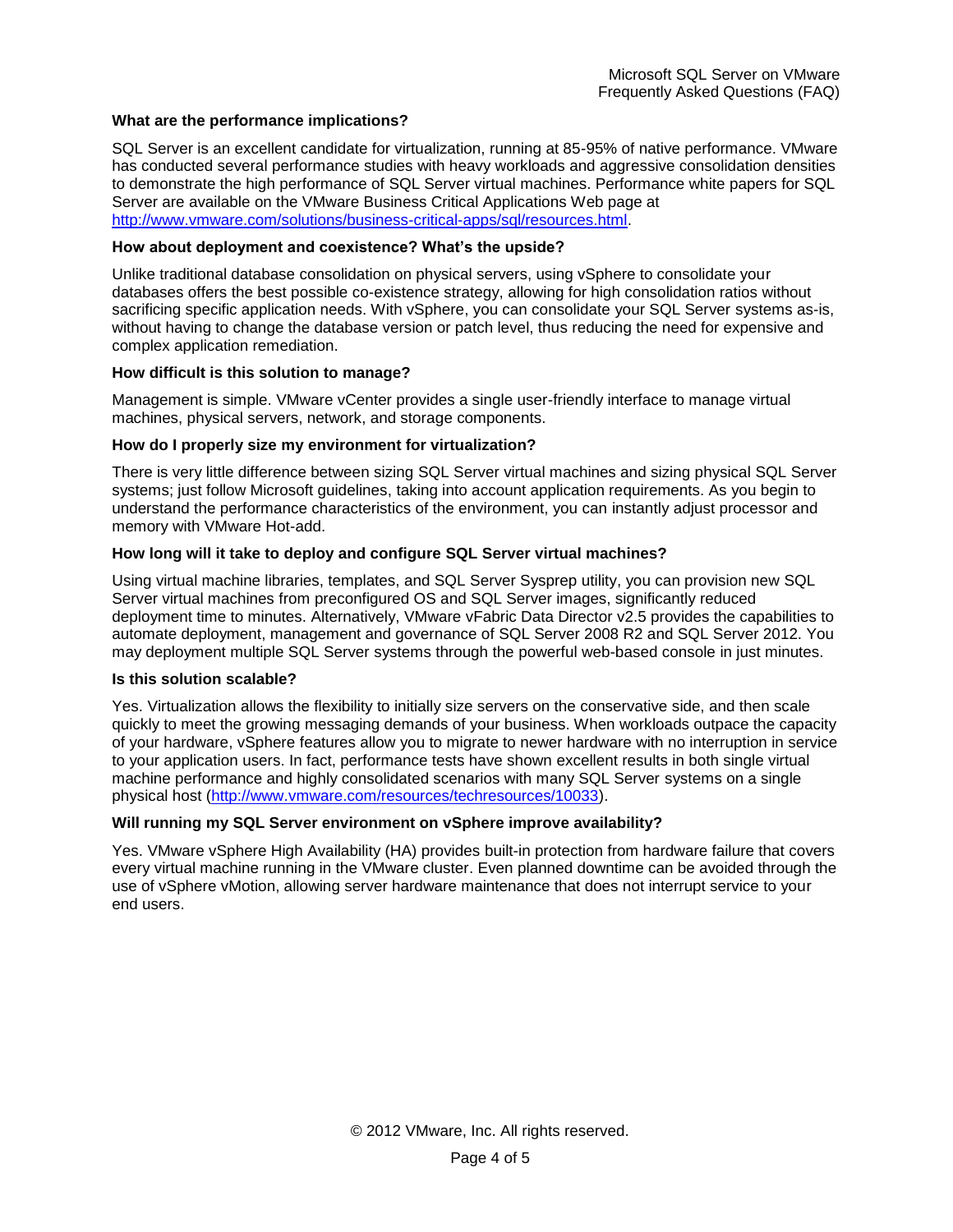**What are the performance implications?**

SQL Server is an excellent candidate for virtualization, running at 85-95% of native performance. VMware has conducted several performance studies with heavy workloads and aggressive consolidation densities to demonstrate the high performance of SQL Server virtual machines. Performance white papers for SQL Server are available on the VMware Business Critical Applications Web page at http://www.vmware.com/solutions/business-critical-apps/sql/resources.html.

**How about deployment and coexistence? What's the upside?**

Unlike traditional database consolidation on physical servers, using vSphere to consolidate your databases offers the best possible co-existence strategy, allowing for high consolidation ratios without sacrificing specific application needs. With vSphere, you can consolidate your SQL Server systems as-is, without having to change the database version or patch level, thus reducing the need for expensive and complex application remediation.

**How difficult is this solution to manage?**

Management is simple. VMware vCenter provides a single user-friendly interface to manage virtual machines, physical servers, network, and storage components.

**How do I properly size my environment for virtualization?**

There is very little difference between sizing SQL Server virtual machines and sizing physical SQL Server systems; just follow Microsoft guidelines, taking into account application requirements. As you begin to understand the performance characteristics of the environment, you can instantly adjust processor and memory with VMware Hot-add.

**How long will it take to deploy and configure SQL Server virtual machines?**

Using virtual machine libraries, templates, and SQL Server Sysprep utility, you can provision new SQL Server virtual machines from preconfigured OS and SQL Server images, significantly reduced deployment time to minutes. Alternatively, VMware vFabric Data Director v2.5 provides the capabilities to automate deployment, management and governance of SQL Server 2008 R2 and SQL Server 2012. You may deployment multiple SQL Server systems through the powerful web-based console in just minutes.

**Is this solution scalable?**

Yes. Virtualization allows the flexibility to initially size servers on the conservative side, and then scale quickly to meet the growing messaging demands of your business. When workloads outpace the capacity of your hardware, vSphere features allow you to migrate to newer hardware with no interruption in service to your application users. In fact, performance tests have shown excellent results in both single virtual machine performance and highly consolidated scenarios with many SQL Server systems on a single physical host (http://www.vmware.com/resources/techresources/10033).

**Will running my SQL Server environment on vSphere improve availability?**

Yes. VMware vSphere High Availability (HA) provides built-in protection from hardware failure that covers every virtual machine running in the VMware cluster. Even planned downtime can be avoided through the use of vSphere vMotion, allowing server hardware maintenance that does not interrupt service to your end users.

© 2012 VMware, Inc. All rights reserved.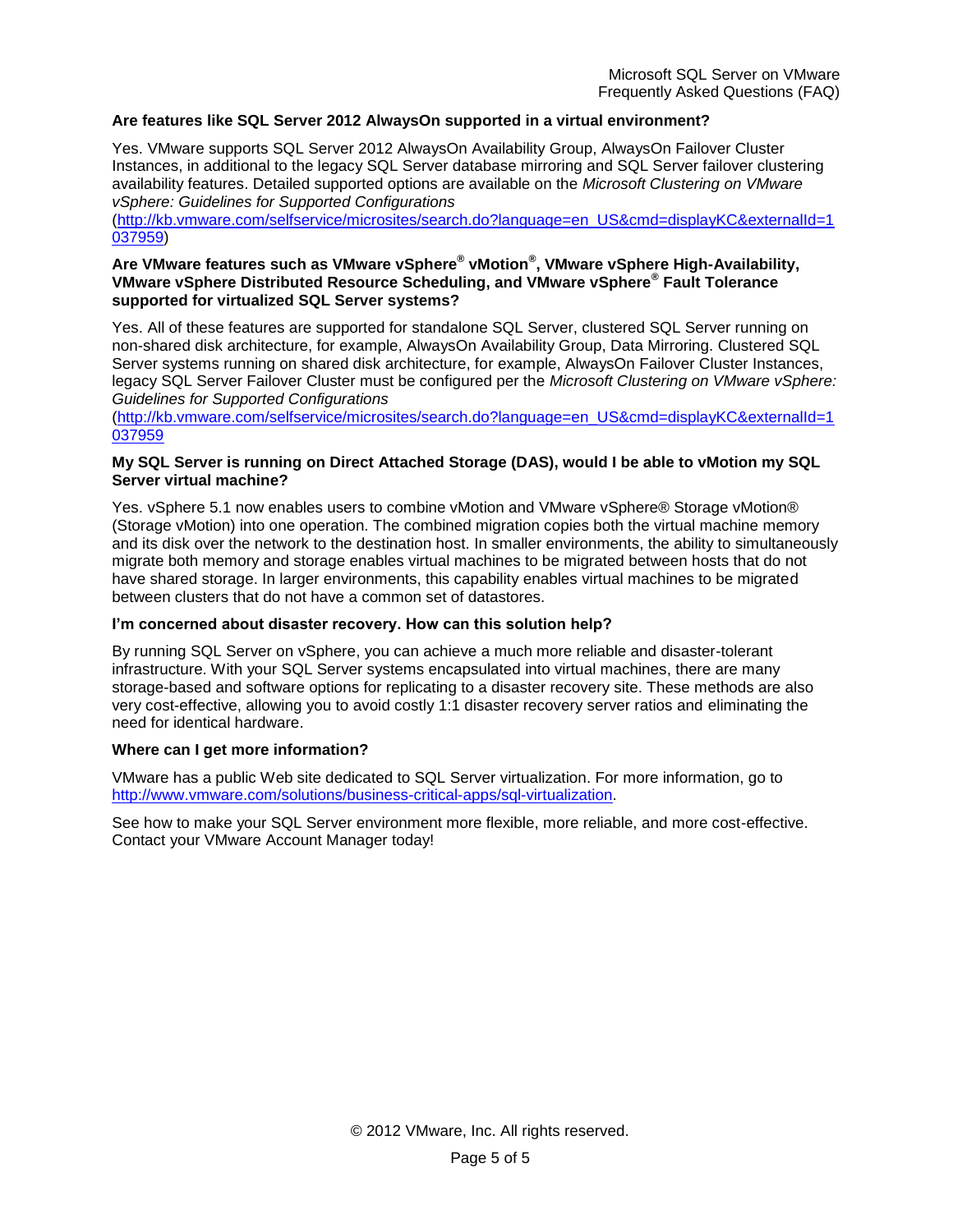**Are features like SQL Server 2012 AlwaysOn supported in a virtual environment?**

Yes. VMware supports SQL Server 2012 AlwaysOn Availability Group, AlwaysOn Failover Cluster Instances, in additional to the legacy SQL Server database mirroring and SQL Server failover clustering availability features. Detailed supported options are available on the *Microsoft Clustering on VMware vSphere: Guidelines for Supported Configurations* ([http://kb.vmware.com/selfservice/microsites/search.do?language=en_US&cmd=displayKC&externalId=1037959](http://kb.vmware.com/selfservice/microsites/search.do?language=en_US&cmd=displayKC&externalId=1037959))

**Are VMware features such as VMware vSphere® vMotion®, VMware vSphere High-Availability, VMware vSphere Distributed Resource Scheduling, and VMware vSphere® Fault Tolerance supported for virtualized SQL Server systems?**

Yes. All of these features are supported for standalone SQL Server, clustered SQL Server running on non-shared disk architecture, for example, AlwaysOn Availability Group, Data Mirroring. Clustered SQL Server systems running on shared disk architecture, for example, AlwaysOn Failover Cluster Instances, legacy SQL Server Failover Cluster must be configured per the *Microsoft Clustering on VMware vSphere: Guidelines for Supported Configurations* ([http://kb.vmware.com/selfservice/microsites/search.do?language=en_US&cmd=displayKC&externalId=1037959](http://kb.vmware.com/selfservice/microsites/search.do?language=en_US&cmd=displayKC&externalId=1037959)

**My SQL Server is running on Direct Attached Storage (DAS), would I be able to vMotion my SQL Server virtual machine?**

Yes. vSphere 5.1 now enables users to combine vMotion and VMware vSphere® Storage vMotion® (Storage vMotion) into one operation. The combined migration copies both the virtual machine memory and its disk over the network to the destination host. In smaller environments, the ability to simultaneously migrate both memory and storage enables virtual machines to be migrated between hosts that do not have shared storage. In larger environments, this capability enables virtual machines to be migrated between clusters that do not have a common set of datastores.

**I'm concerned about disaster recovery. How can this solution help?**

By running SQL Server on vSphere, you can achieve a much more reliable and disaster-tolerant infrastructure. With your SQL Server systems encapsulated into virtual machines, there are many storage-based and software options for replicating to a disaster recovery site. These methods are also very cost-effective, allowing you to avoid costly 1:1 disaster recovery server ratios and eliminating the need for identical hardware.

**Where can I get more information?**

VMware has a public Web site dedicated to SQL Server virtualization. For more information, go to [http://www.vmware.com/solutions/business-critical-apps/sql-virtualization](http://www.vmware.com/solutions/business-critical-apps/sql-virtualization).

See how to make your SQL Server environment more flexible, more reliable, and more cost-effective. Contact your VMware Account Manager today!

© 2012 VMware, Inc. All rights reserved.